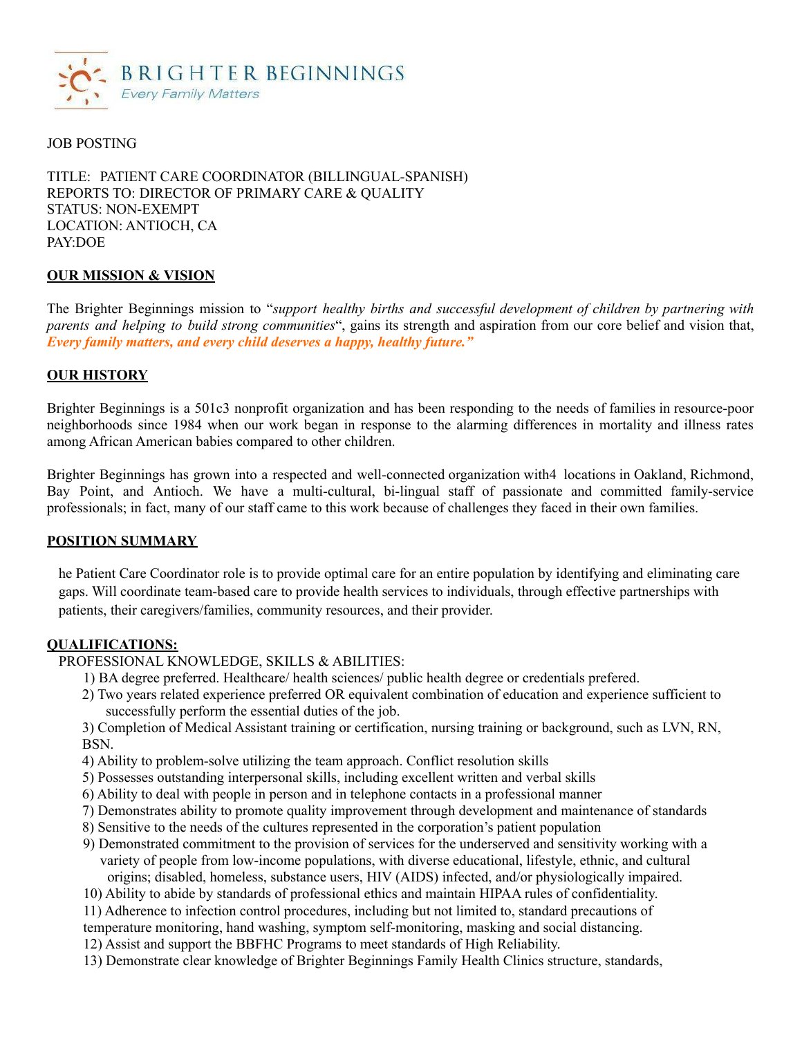BRIGHTER BEGINNINGS
*Every Family Matters*

JOB POSTING

TITLE: PATIENT CARE COORDINATOR (BILLINGUAL-SPANISH)
REPORTS TO: DIRECTOR OF PRIMARY CARE & QUALITY
STATUS: NON-EXEMPT
LOCATION: ANTIOCH, CA
PAY:DOE

## OUR MISSION & VISION

The Brighter Beginnings mission to "*support healthy births and successful development of children by partnering with parents and helping to build strong communities*", gains its strength and aspiration from our core belief and vision that, ***Every family matters, and every child deserves a happy, healthy future."***

## OUR HISTORY

Brighter Beginnings is a 501c3 nonprofit organization and has been responding to the needs of families in resource-poor neighborhoods since 1984 when our work began in response to the alarming differences in mortality and illness rates among African American babies compared to other children.

Brighter Beginnings has grown into a respected and well-connected organization with4 locations in Oakland, Richmond, Bay Point, and Antioch. We have a multi-cultural, bi-lingual staff of passionate and committed family-service professionals; in fact, many of our staff came to this work because of challenges they faced in their own families.

## POSITION SUMMARY

he Patient Care Coordinator role is to provide optimal care for an entire population by identifying and eliminating care gaps. Will coordinate team-based care to provide health services to individuals, through effective partnerships with patients, their caregivers/families, community resources, and their provider.

## QUALIFICATIONS:

PROFESSIONAL KNOWLEDGE, SKILLS & ABILITIES:

1) BA degree preferred. Healthcare/ health sciences/ public health degree or credentials prefered.
2) Two years related experience preferred OR equivalent combination of education and experience sufficient to successfully perform the essential duties of the job.
3) Completion of Medical Assistant training or certification, nursing training or background, such as LVN, RN, BSN.
4) Ability to problem-solve utilizing the team approach. Conflict resolution skills
5) Possesses outstanding interpersonal skills, including excellent written and verbal skills
6) Ability to deal with people in person and in telephone contacts in a professional manner
7) Demonstrates ability to promote quality improvement through development and maintenance of standards
8) Sensitive to the needs of the cultures represented in the corporation's patient population
9) Demonstrated commitment to the provision of services for the underserved and sensitivity working with a variety of people from low-income populations, with diverse educational, lifestyle, ethnic, and cultural origins; disabled, homeless, substance users, HIV (AIDS) infected, and/or physiologically impaired.
10) Ability to abide by standards of professional ethics and maintain HIPAA rules of confidentiality.
11) Adherence to infection control procedures, including but not limited to, standard precautions of temperature monitoring, hand washing, symptom self-monitoring, masking and social distancing.
12) Assist and support the BBFHC Programs to meet standards of High Reliability.
13) Demonstrate clear knowledge of Brighter Beginnings Family Health Clinics structure, standards,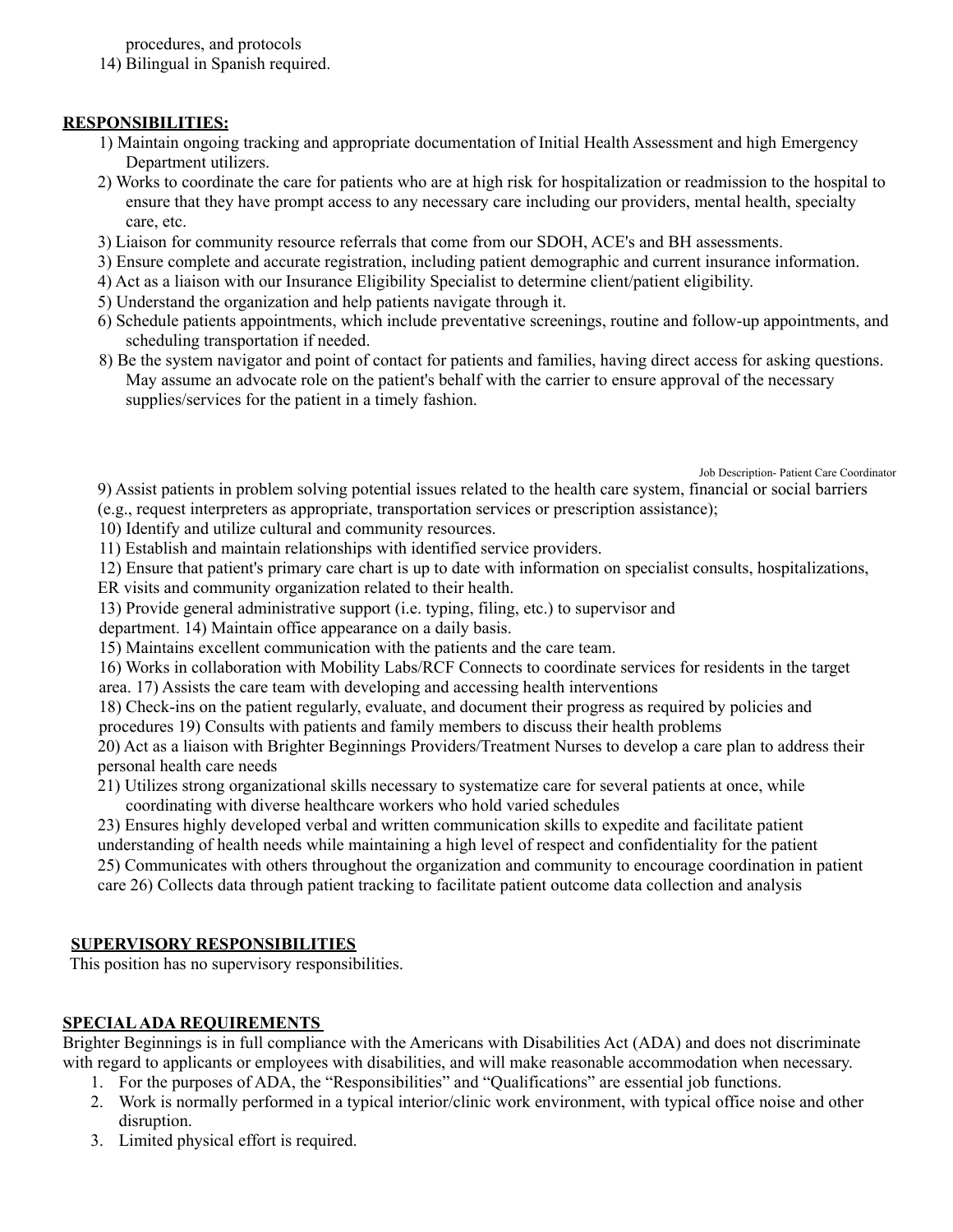procedures, and protocols

14) Bilingual in Spanish required.

## RESPONSIBILITIES:

1) Maintain ongoing tracking and appropriate documentation of Initial Health Assessment and high Emergency Department utilizers.
2) Works to coordinate the care for patients who are at high risk for hospitalization or readmission to the hospital to ensure that they have prompt access to any necessary care including our providers, mental health, specialty care, etc.
3) Liaison for community resource referrals that come from our SDOH, ACE's and BH assessments.
3) Ensure complete and accurate registration, including patient demographic and current insurance information.
4) Act as a liaison with our Insurance Eligibility Specialist to determine client/patient eligibility.
5) Understand the organization and help patients navigate through it.
6) Schedule patients appointments, which include preventative screenings, routine and follow-up appointments, and scheduling transportation if needed.
8) Be the system navigator and point of contact for patients and families, having direct access for asking questions. May assume an advocate role on the patient's behalf with the carrier to ensure approval of the necessary supplies/services for the patient in a timely fashion.

9) Assist patients in problem solving potential issues related to the health care system, financial or social barriers (e.g., request interpreters as appropriate, transportation services or prescription assistance);

10) Identify and utilize cultural and community resources.

11) Establish and maintain relationships with identified service providers.

12) Ensure that patient's primary care chart is up to date with information on specialist consults, hospitalizations, ER visits and community organization related to their health.

13) Provide general administrative support (i.e. typing, filing, etc.) to supervisor and department. 14) Maintain office appearance on a daily basis.

15) Maintains excellent communication with the patients and the care team.

16) Works in collaboration with Mobility Labs/RCF Connects to coordinate services for residents in the target area. 17) Assists the care team with developing and accessing health interventions

18) Check-ins on the patient regularly, evaluate, and document their progress as required by policies and procedures 19) Consults with patients and family members to discuss their health problems

20) Act as a liaison with Brighter Beginnings Providers/Treatment Nurses to develop a care plan to address their personal health care needs

21) Utilizes strong organizational skills necessary to systematize care for several patients at once, while coordinating with diverse healthcare workers who hold varied schedules

23) Ensures highly developed verbal and written communication skills to expedite and facilitate patient understanding of health needs while maintaining a high level of respect and confidentiality for the patient

25) Communicates with others throughout the organization and community to encourage coordination in patient care 26) Collects data through patient tracking to facilitate patient outcome data collection and analysis

## SUPERVISORY RESPONSIBILITIES

This position has no supervisory responsibilities.

## SPECIAL ADA REQUIREMENTS

Brighter Beginnings is in full compliance with the Americans with Disabilities Act (ADA) and does not discriminate with regard to applicants or employees with disabilities, and will make reasonable accommodation when necessary.

1. For the purposes of ADA, the "Responsibilities" and "Qualifications" are essential job functions.
2. Work is normally performed in a typical interior/clinic work environment, with typical office noise and other disruption.
3. Limited physical effort is required.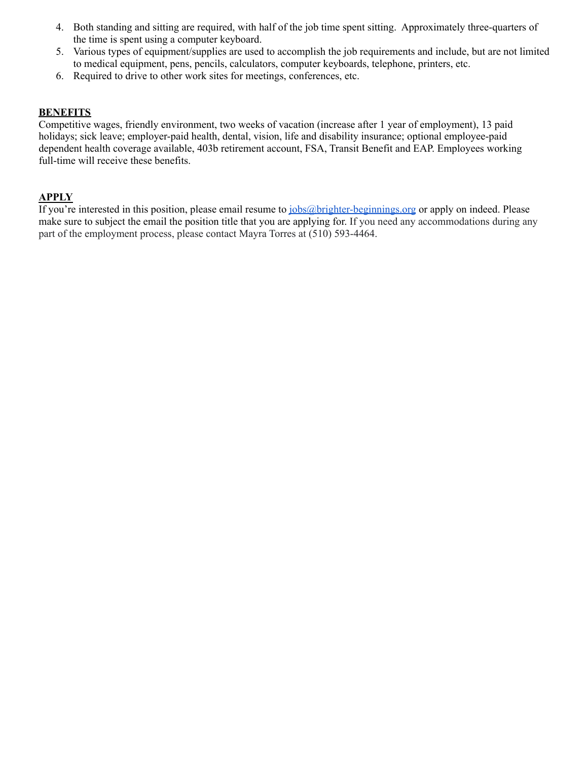4. Both standing and sitting are required, with half of the job time spent sitting. Approximately three-quarters of the time is spent using a computer keyboard.
5. Various types of equipment/supplies are used to accomplish the job requirements and include, but are not limited to medical equipment, pens, pencils, calculators, computer keyboards, telephone, printers, etc.
6. Required to drive to other work sites for meetings, conferences, etc.

## BENEFITS

Competitive wages, friendly environment, two weeks of vacation (increase after 1 year of employment), 13 paid holidays; sick leave; employer-paid health, dental, vision, life and disability insurance; optional employee-paid dependent health coverage available, 403b retirement account, FSA, Transit Benefit and EAP. Employees working full-time will receive these benefits.

## APPLY

If you're interested in this position, please email resume to jobs@brighter-beginnings.org or apply on indeed. Please make sure to subject the email the position title that you are applying for. If you need any accommodations during any part of the employment process, please contact Mayra Torres at (510) 593-4464.